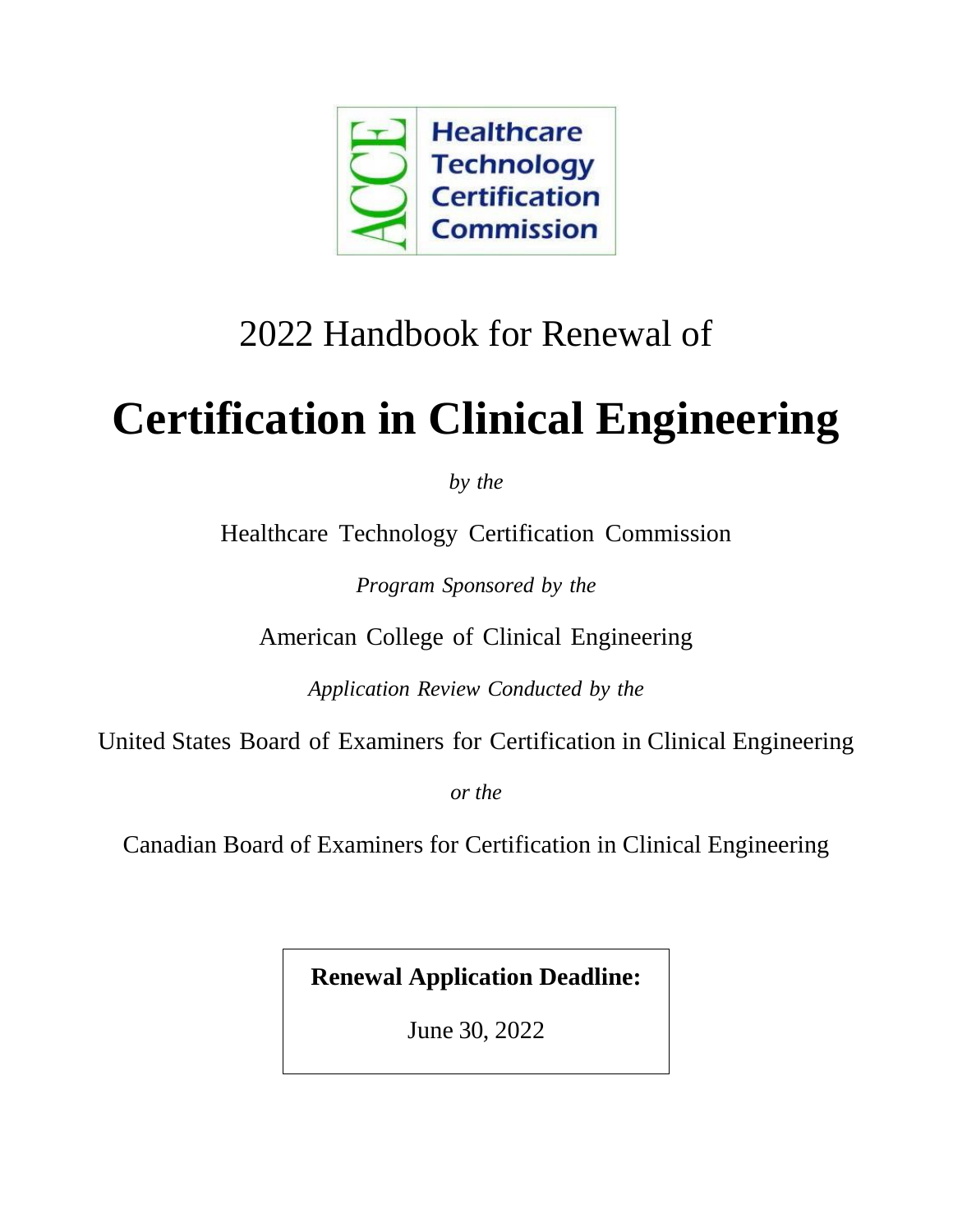ACCE Healthcare Technology Certification Commission

2022 Handbook for Renewal of

# Certification in Clinical Engineering

*by the*

Healthcare Technology Certification Commission

*Program Sponsored by the*

American College of Clinical Engineering

*Application Review Conducted by the*

United States Board of Examiners for Certification in Clinical Engineering

*or the*

Canadian Board of Examiners for Certification in Clinical Engineering

**Renewal Application Deadline:**

June 30, 2022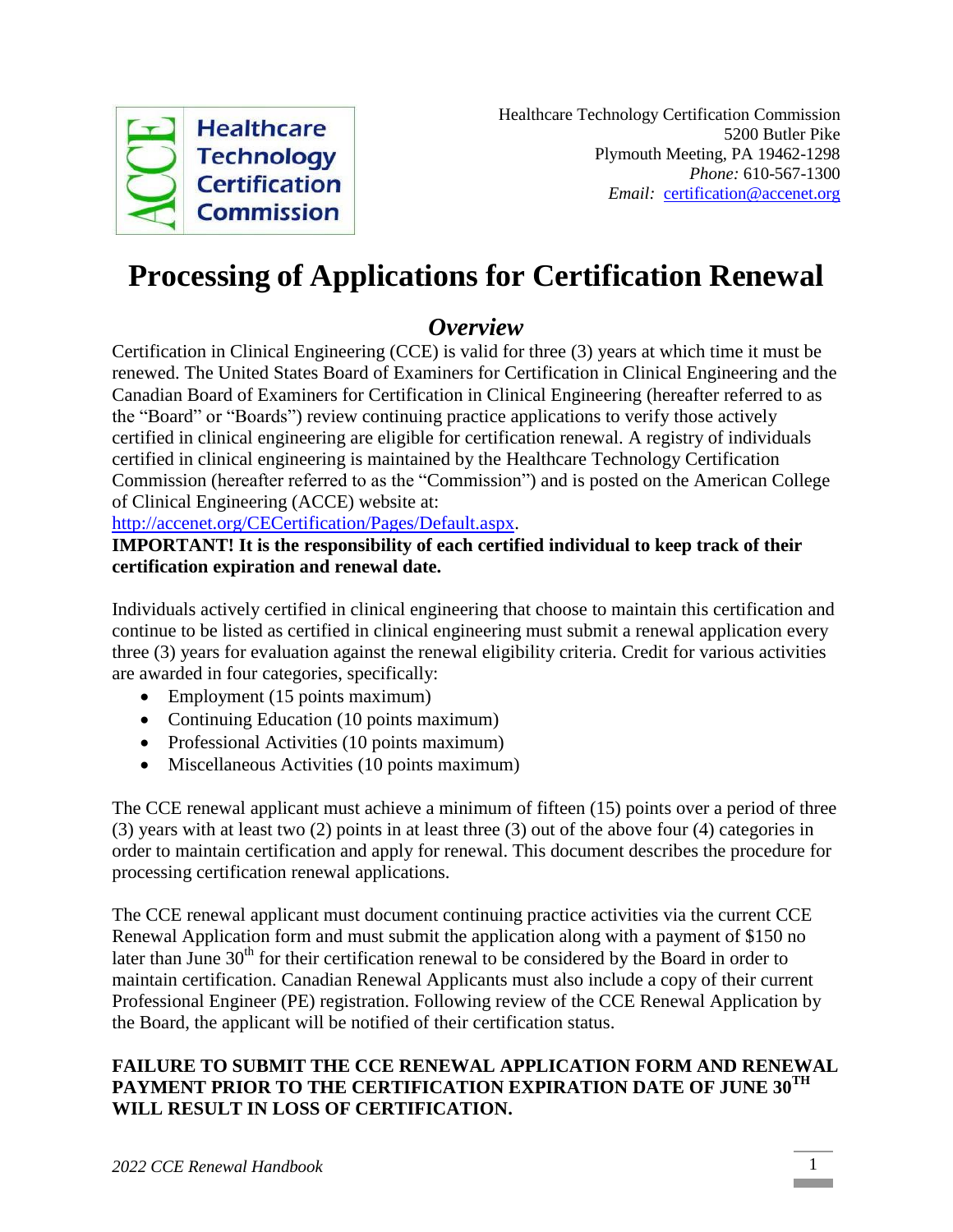Healthcare Technology Certification Commission
5200 Butler Pike
Plymouth Meeting, PA 19462-1298
*Phone:* 610-567-1300
*Email:* certification@accenet.org

# Processing of Applications for Certification Renewal

## *Overview*

Certification in Clinical Engineering (CCE) is valid for three (3) years at which time it must be renewed. The United States Board of Examiners for Certification in Clinical Engineering and the Canadian Board of Examiners for Certification in Clinical Engineering (hereafter referred to as the "Board" or "Boards") review continuing practice applications to verify those actively certified in clinical engineering are eligible for certification renewal. A registry of individuals certified in clinical engineering is maintained by the Healthcare Technology Certification Commission (hereafter referred to as the "Commission") and is posted on the American College of Clinical Engineering (ACCE) website at:
http://accenet.org/CECertification/Pages/Default.aspx.

**IMPORTANT! It is the responsibility of each certified individual to keep track of their certification expiration and renewal date.**

Individuals actively certified in clinical engineering that choose to maintain this certification and continue to be listed as certified in clinical engineering must submit a renewal application every three (3) years for evaluation against the renewal eligibility criteria. Credit for various activities are awarded in four categories, specifically:

- Employment (15 points maximum)
- Continuing Education (10 points maximum)
- Professional Activities (10 points maximum)
- Miscellaneous Activities (10 points maximum)

The CCE renewal applicant must achieve a minimum of fifteen (15) points over a period of three (3) years with at least two (2) points in at least three (3) out of the above four (4) categories in order to maintain certification and apply for renewal. This document describes the procedure for processing certification renewal applications.

The CCE renewal applicant must document continuing practice activities via the current CCE Renewal Application form and must submit the application along with a payment of $150 no later than June 30th for their certification renewal to be considered by the Board in order to maintain certification. Canadian Renewal Applicants must also include a copy of their current Professional Engineer (PE) registration. Following review of the CCE Renewal Application by the Board, the applicant will be notified of their certification status.

**FAILURE TO SUBMIT THE CCE RENEWAL APPLICATION FORM AND RENEWAL PAYMENT PRIOR TO THE CERTIFICATION EXPIRATION DATE OF JUNE 30TH WILL RESULT IN LOSS OF CERTIFICATION.**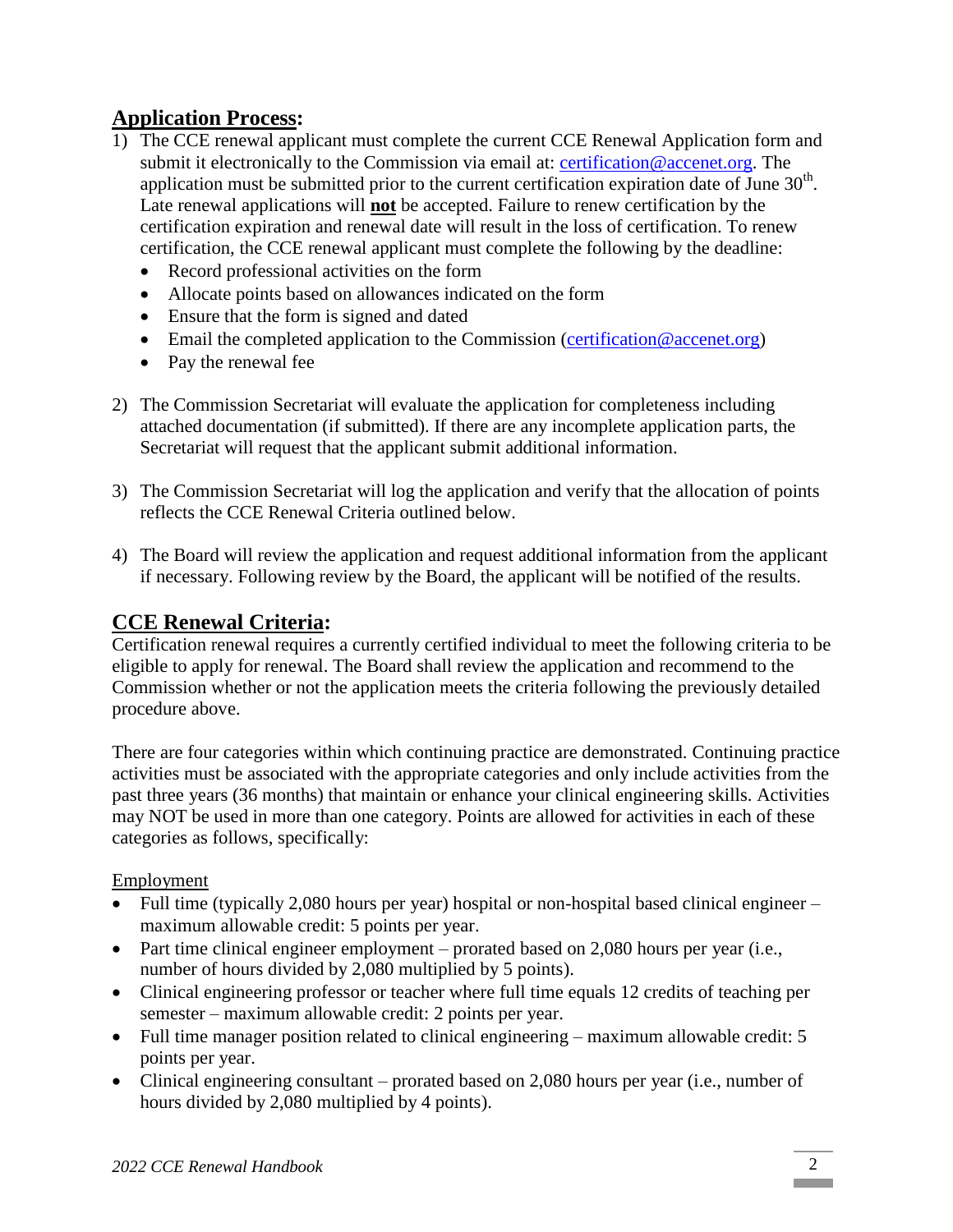## **Application Process:**

1) The CCE renewal applicant must complete the current CCE Renewal Application form and submit it electronically to the Commission via email at: certification@accenet.org. The application must be submitted prior to the current certification expiration date of June 30th. Late renewal applications will **not** be accepted. Failure to renew certification by the certification expiration and renewal date will result in the loss of certification. To renew certification, the CCE renewal applicant must complete the following by the deadline:
   - Record professional activities on the form
   - Allocate points based on allowances indicated on the form
   - Ensure that the form is signed and dated
   - Email the completed application to the Commission (certification@accenet.org)
   - Pay the renewal fee

2) The Commission Secretariat will evaluate the application for completeness including attached documentation (if submitted). If there are any incomplete application parts, the Secretariat will request that the applicant submit additional information.

3) The Commission Secretariat will log the application and verify that the allocation of points reflects the CCE Renewal Criteria outlined below.

4) The Board will review the application and request additional information from the applicant if necessary. Following review by the Board, the applicant will be notified of the results.

## **CCE Renewal Criteria:**

Certification renewal requires a currently certified individual to meet the following criteria to be eligible to apply for renewal. The Board shall review the application and recommend to the Commission whether or not the application meets the criteria following the previously detailed procedure above.

There are four categories within which continuing practice are demonstrated. Continuing practice activities must be associated with the appropriate categories and only include activities from the past three years (36 months) that maintain or enhance your clinical engineering skills. Activities may NOT be used in more than one category. Points are allowed for activities in each of these categories as follows, specifically:

Employment

- Full time (typically 2,080 hours per year) hospital or non-hospital based clinical engineer – maximum allowable credit: 5 points per year.
- Part time clinical engineer employment – prorated based on 2,080 hours per year (i.e., number of hours divided by 2,080 multiplied by 5 points).
- Clinical engineering professor or teacher where full time equals 12 credits of teaching per semester – maximum allowable credit: 2 points per year.
- Full time manager position related to clinical engineering – maximum allowable credit: 5 points per year.
- Clinical engineering consultant – prorated based on 2,080 hours per year (i.e., number of hours divided by 2,080 multiplied by 4 points).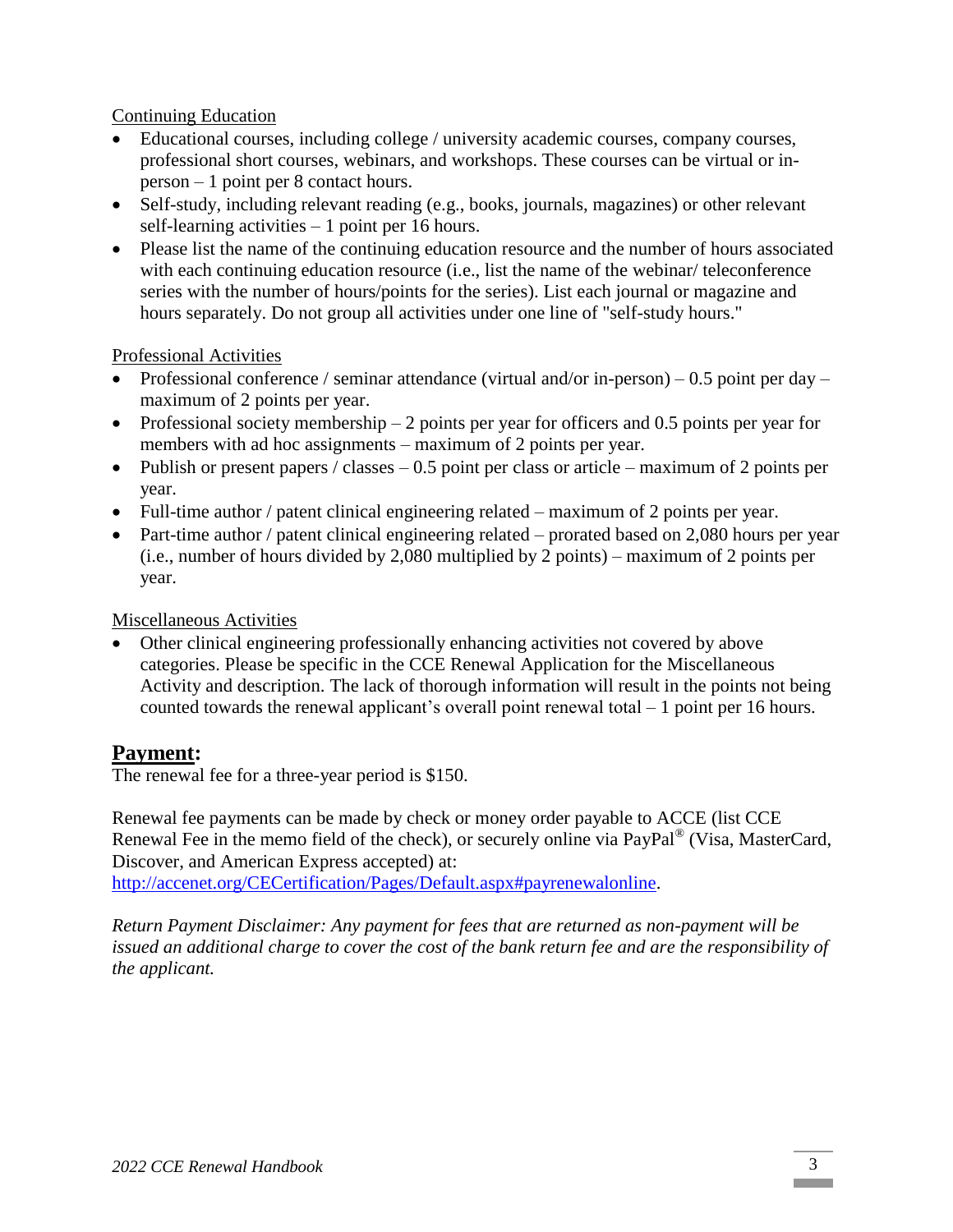Continuing Education

- Educational courses, including college / university academic courses, company courses, professional short courses, webinars, and workshops. These courses can be virtual or in-person – 1 point per 8 contact hours.
- Self-study, including relevant reading (e.g., books, journals, magazines) or other relevant self-learning activities – 1 point per 16 hours.
- Please list the name of the continuing education resource and the number of hours associated with each continuing education resource (i.e., list the name of the webinar/ teleconference series with the number of hours/points for the series). List each journal or magazine and hours separately. Do not group all activities under one line of "self-study hours."

Professional Activities

- Professional conference / seminar attendance (virtual and/or in-person) – 0.5 point per day – maximum of 2 points per year.
- Professional society membership – 2 points per year for officers and 0.5 points per year for members with ad hoc assignments – maximum of 2 points per year.
- Publish or present papers / classes – 0.5 point per class or article – maximum of 2 points per year.
- Full-time author / patent clinical engineering related – maximum of 2 points per year.
- Part-time author / patent clinical engineering related – prorated based on 2,080 hours per year (i.e., number of hours divided by 2,080 multiplied by 2 points) – maximum of 2 points per year.

Miscellaneous Activities

- Other clinical engineering professionally enhancing activities not covered by above categories. Please be specific in the CCE Renewal Application for the Miscellaneous Activity and description. The lack of thorough information will result in the points not being counted towards the renewal applicant's overall point renewal total – 1 point per 16 hours.

## **Payment:**

The renewal fee for a three-year period is $150.

Renewal fee payments can be made by check or money order payable to ACCE (list CCE Renewal Fee in the memo field of the check), or securely online via PayPal® (Visa, MasterCard, Discover, and American Express accepted) at: http://accenet.org/CECertification/Pages/Default.aspx#payrenewalonline.

*Return Payment Disclaimer: Any payment for fees that are returned as non-payment will be issued an additional charge to cover the cost of the bank return fee and are the responsibility of the applicant.*